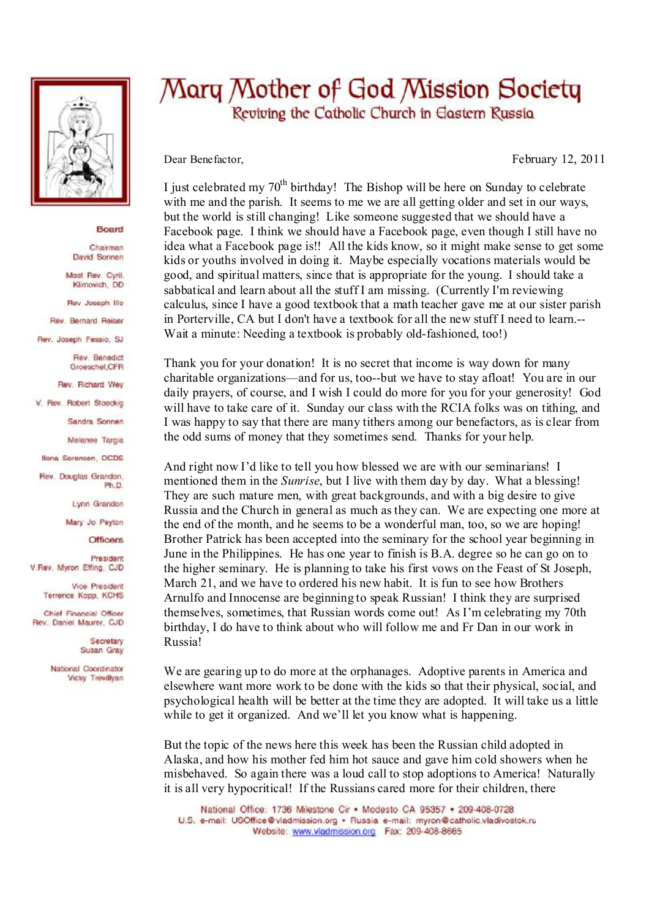# Mary Mother of God Mission Society

## Reviving the Catholic Church in Eastern Russia

**Board**

Chairman
David Sonnen

Most Rev. Cyril Klimovich, DD

Rev Joseph Illo

Rev. Bernard Reiser

Rev. Joseph Fessio, SJ

Rev. Benedict Groeschel, CFR

Rev. Richard Wey

V. Rev. Robert Stoeckig

Sandra Sonnen

Melanee Targia

Ilona Sorensen, OCDS

Rev. Douglas Grandon, Ph.D.

Lynn Grandon

Mary Jo Peyton

**Officers**

President
V.Rev. Myron Effing, CJD

Vice President
Terrence Kopp, KCHS

Chief Financial Officer
Rev. Daniel Maurer, CJD

Secretary
Susan Gray

National Coordinator
Vicky Trevillyan

Dear Benefactor,

February 12, 2011

I just celebrated my 70th birthday! The Bishop will be here on Sunday to celebrate with me and the parish. It seems to me we are all getting older and set in our ways, but the world is still changing! Like someone suggested that we should have a Facebook page. I think we should have a Facebook page, even though I still have no idea what a Facebook page is!! All the kids know, so it might make sense to get some kids or youths involved in doing it. Maybe especially vocations materials would be good, and spiritual matters, since that is appropriate for the young. I should take a sabbatical and learn about all the stuff I am missing. (Currently I'm reviewing calculus, since I have a good textbook that a math teacher gave me at our sister parish in Porterville, CA but I don't have a textbook for all the new stuff I need to learn.-- Wait a minute: Needing a textbook is probably old-fashioned, too!)

Thank you for your donation! It is no secret that income is way down for many charitable organizations—and for us, too--but we have to stay afloat! You are in our daily prayers, of course, and I wish I could do more for you for your generosity! God will have to take care of it. Sunday our class with the RCIA folks was on tithing, and I was happy to say that there are many tithers among our benefactors, as is clear from the odd sums of money that they sometimes send. Thanks for your help.

And right now I'd like to tell you how blessed we are with our seminarians! I mentioned them in the *Sunrise*, but I live with them day by day. What a blessing! They are such mature men, with great backgrounds, and with a big desire to give Russia and the Church in general as much as they can. We are expecting one more at the end of the month, and he seems to be a wonderful man, too, so we are hoping! Brother Patrick has been accepted into the seminary for the school year beginning in June in the Philippines. He has one year to finish is B.A. degree so he can go on to the higher seminary. He is planning to take his first vows on the Feast of St Joseph, March 21, and we have to ordered his new habit. It is fun to see how Brothers Arnulfo and Innocense are beginning to speak Russian! I think they are surprised themselves, sometimes, that Russian words come out! As I'm celebrating my 70th birthday, I do have to think about who will follow me and Fr Dan in our work in Russia!

We are gearing up to do more at the orphanages. Adoptive parents in America and elsewhere want more work to be done with the kids so that their physical, social, and psychological health will be better at the time they are adopted. It will take us a little while to get it organized. And we'll let you know what is happening.

But the topic of the news here this week has been the Russian child adopted in Alaska, and how his mother fed him hot sauce and gave him cold showers when he misbehaved. So again there was a loud call to stop adoptions to America! Naturally it is all very hypocritical! If the Russians cared more for their children, there

National Office: 1736 Milestone Cir • Modesto CA 95357 • 209-408-0728
U.S. e-mail: USOffice@vladmission.org • Russia e-mail: myron@catholic.vladivostok.ru
Website: www.vladmission.org Fax: 209-408-8665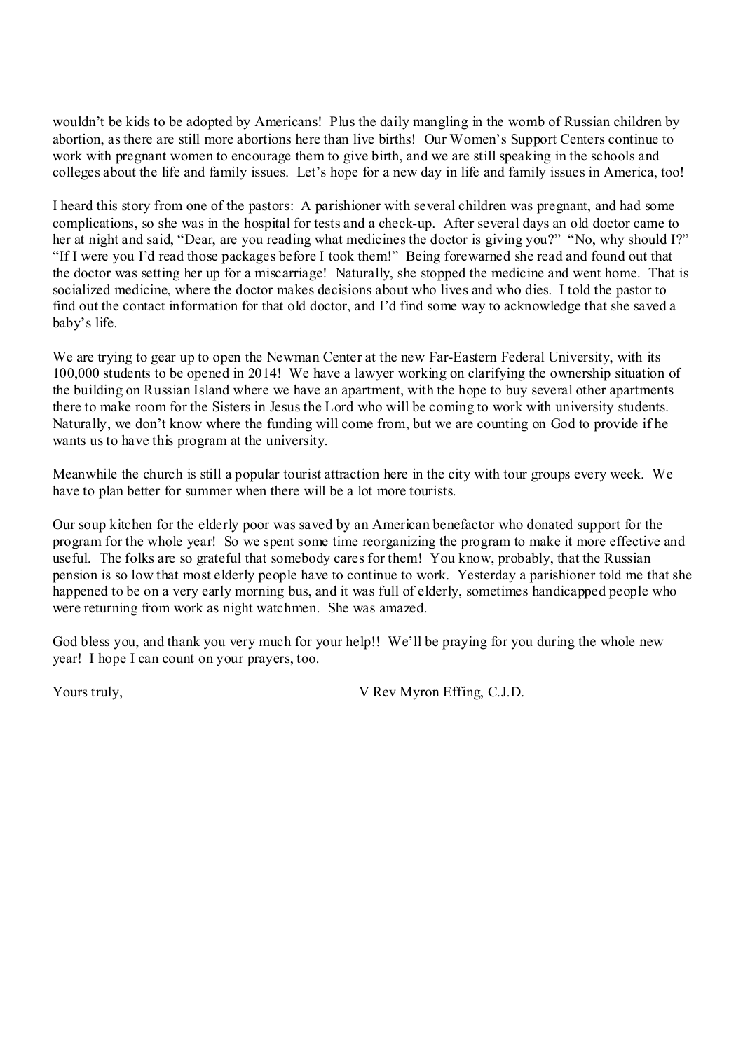wouldn't be kids to be adopted by Americans! Plus the daily mangling in the womb of Russian children by abortion, as there are still more abortions here than live births! Our Women's Support Centers continue to work with pregnant women to encourage them to give birth, and we are still speaking in the schools and colleges about the life and family issues. Let's hope for a new day in life and family issues in America, too!

I heard this story from one of the pastors: A parishioner with several children was pregnant, and had some complications, so she was in the hospital for tests and a check-up. After several days an old doctor came to her at night and said, "Dear, are you reading what medicines the doctor is giving you?" "No, why should I?" "If I were you I'd read those packages before I took them!" Being forewarned she read and found out that the doctor was setting her up for a miscarriage! Naturally, she stopped the medicine and went home. That is socialized medicine, where the doctor makes decisions about who lives and who dies. I told the pastor to find out the contact information for that old doctor, and I'd find some way to acknowledge that she saved a baby's life.

We are trying to gear up to open the Newman Center at the new Far-Eastern Federal University, with its 100,000 students to be opened in 2014! We have a lawyer working on clarifying the ownership situation of the building on Russian Island where we have an apartment, with the hope to buy several other apartments there to make room for the Sisters in Jesus the Lord who will be coming to work with university students. Naturally, we don't know where the funding will come from, but we are counting on God to provide if he wants us to have this program at the university.

Meanwhile the church is still a popular tourist attraction here in the city with tour groups every week. We have to plan better for summer when there will be a lot more tourists.

Our soup kitchen for the elderly poor was saved by an American benefactor who donated support for the program for the whole year! So we spent some time reorganizing the program to make it more effective and useful. The folks are so grateful that somebody cares for them! You know, probably, that the Russian pension is so low that most elderly people have to continue to work. Yesterday a parishioner told me that she happened to be on a very early morning bus, and it was full of elderly, sometimes handicapped people who were returning from work as night watchmen. She was amazed.

God bless you, and thank you very much for your help!! We'll be praying for you during the whole new year! I hope I can count on your prayers, too.

Yours truly, V Rev Myron Effing, C.J.D.